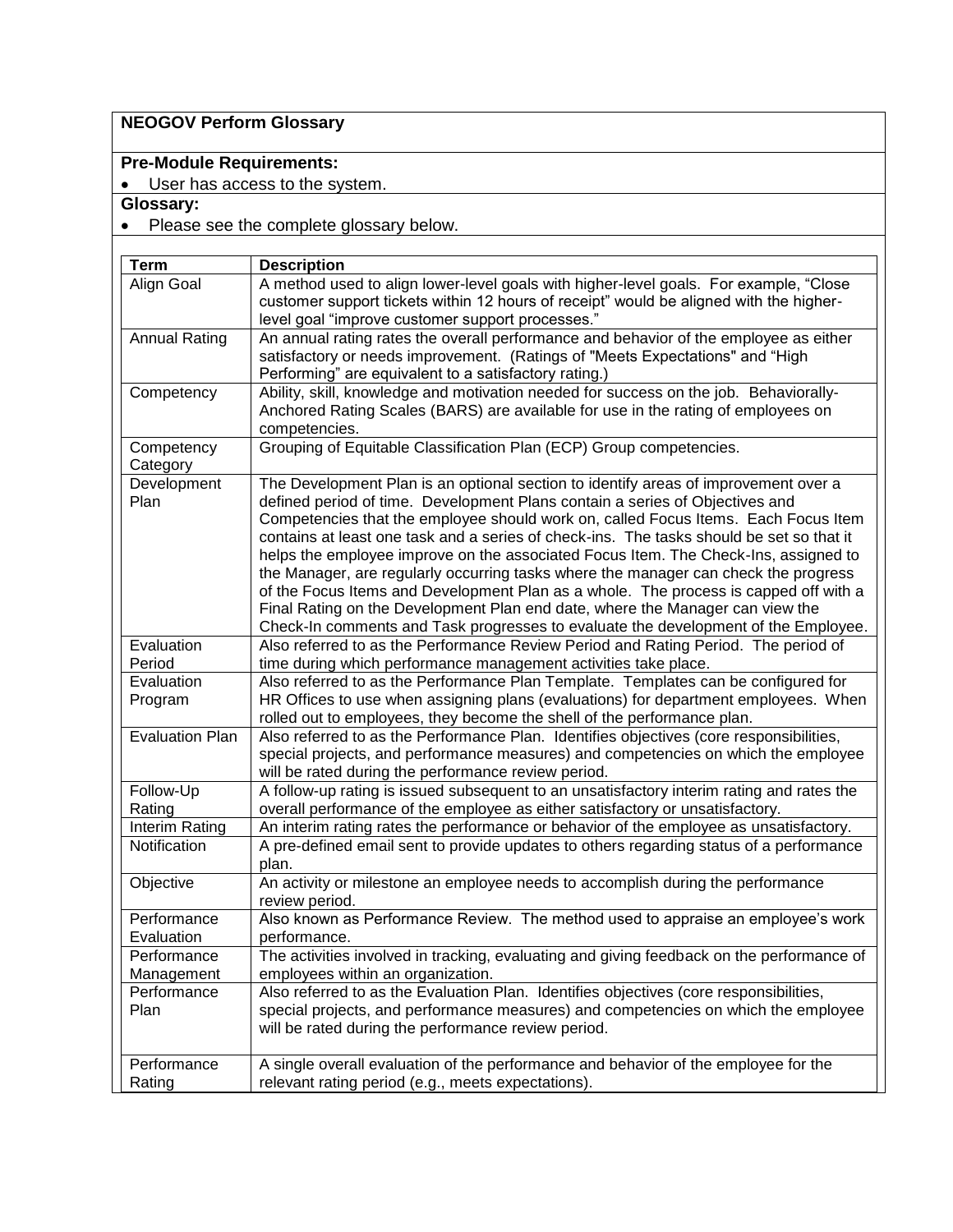**NEOGOV Perform Glossary**

**Pre-Module Requirements:**

- User has access to the system.

**Glossary:**

- Please see the complete glossary below.

| Term | Description |
| --- | --- |
| Align Goal | A method used to align lower-level goals with higher-level goals. For example, "Close customer support tickets within 12 hours of receipt" would be aligned with the higher-level goal "improve customer support processes." |
| Annual Rating | An annual rating rates the overall performance and behavior of the employee as either satisfactory or needs improvement. (Ratings of "Meets Expectations" and "High Performing" are equivalent to a satisfactory rating.) |
| Competency | Ability, skill, knowledge and motivation needed for success on the job. Behaviorally-Anchored Rating Scales (BARS) are available for use in the rating of employees on competencies. |
| Competency Category | Grouping of Equitable Classification Plan (ECP) Group competencies. |
| Development Plan | The Development Plan is an optional section to identify areas of improvement over a defined period of time. Development Plans contain a series of Objectives and Competencies that the employee should work on, called Focus Items. Each Focus Item contains at least one task and a series of check-ins. The tasks should be set so that it helps the employee improve on the associated Focus Item. The Check-Ins, assigned to the Manager, are regularly occurring tasks where the manager can check the progress of the Focus Items and Development Plan as a whole. The process is capped off with a Final Rating on the Development Plan end date, where the Manager can view the Check-In comments and Task progresses to evaluate the development of the Employee. |
| Evaluation Period | Also referred to as the Performance Review Period and Rating Period. The period of time during which performance management activities take place. |
| Evaluation Program | Also referred to as the Performance Plan Template. Templates can be configured for HR Offices to use when assigning plans (evaluations) for department employees. When rolled out to employees, they become the shell of the performance plan. |
| Evaluation Plan | Also referred to as the Performance Plan. Identifies objectives (core responsibilities, special projects, and performance measures) and competencies on which the employee will be rated during the performance review period. |
| Follow-Up Rating | A follow-up rating is issued subsequent to an unsatisfactory interim rating and rates the overall performance of the employee as either satisfactory or unsatisfactory. |
| Interim Rating | An interim rating rates the performance or behavior of the employee as unsatisfactory. |
| Notification | A pre-defined email sent to provide updates to others regarding status of a performance plan. |
| Objective | An activity or milestone an employee needs to accomplish during the performance review period. |
| Performance Evaluation | Also known as Performance Review. The method used to appraise an employee's work performance. |
| Performance Management | The activities involved in tracking, evaluating and giving feedback on the performance of employees within an organization. |
| Performance Plan | Also referred to as the Evaluation Plan. Identifies objectives (core responsibilities, special projects, and performance measures) and competencies on which the employee will be rated during the performance review period. |
| Performance Rating | A single overall evaluation of the performance and behavior of the employee for the relevant rating period (e.g., meets expectations). |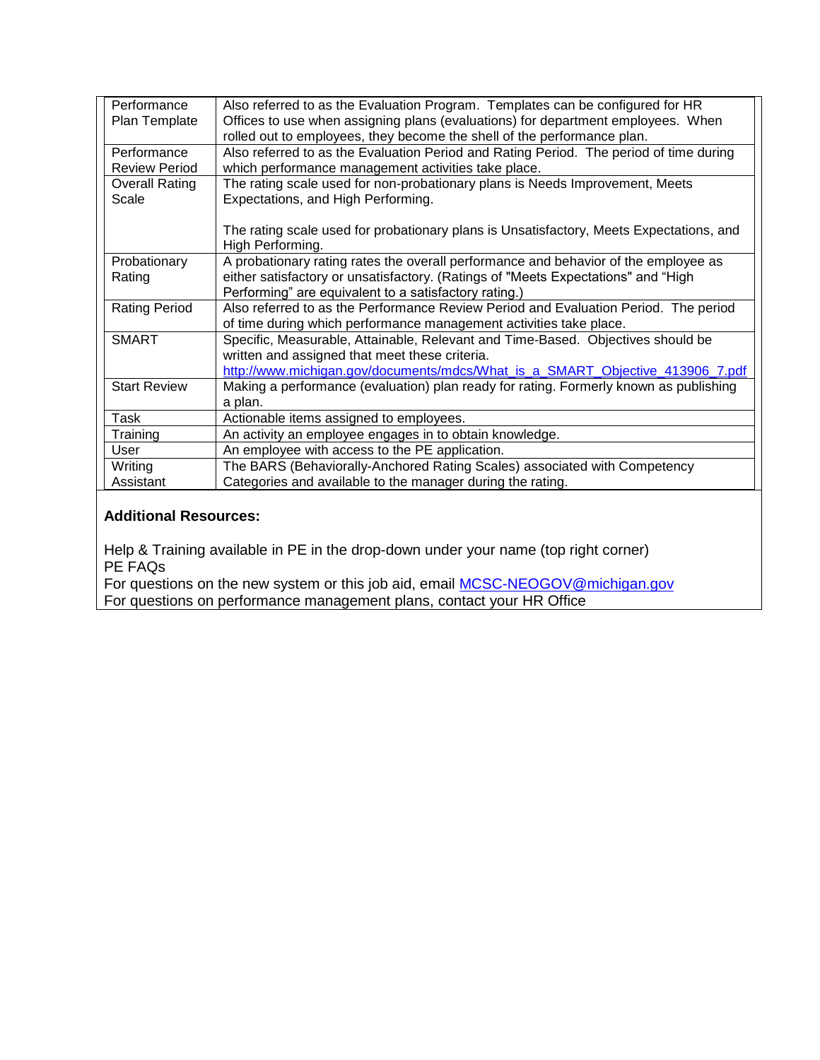| | |
|---|---|
| Performance Plan Template | Also referred to as the Evaluation Program. Templates can be configured for HR Offices to use when assigning plans (evaluations) for department employees. When rolled out to employees, they become the shell of the performance plan. |
| Performance Review Period | Also referred to as the Evaluation Period and Rating Period. The period of time during which performance management activities take place. |
| Overall Rating Scale | The rating scale used for non-probationary plans is Needs Improvement, Meets Expectations, and High Performing.<br><br>The rating scale used for probationary plans is Unsatisfactory, Meets Expectations, and High Performing. |
| Probationary Rating | A probationary rating rates the overall performance and behavior of the employee as either satisfactory or unsatisfactory. (Ratings of "Meets Expectations" and "High Performing" are equivalent to a satisfactory rating.) |
| Rating Period | Also referred to as the Performance Review Period and Evaluation Period. The period of time during which performance management activities take place. |
| SMART | Specific, Measurable, Attainable, Relevant and Time-Based. Objectives should be written and assigned that meet these criteria. http://www.michigan.gov/documents/mdcs/What_is_a_SMART_Objective_413906_7.pdf |
| Start Review | Making a performance (evaluation) plan ready for rating. Formerly known as publishing a plan. |
| Task | Actionable items assigned to employees. |
| Training | An activity an employee engages in to obtain knowledge. |
| User | An employee with access to the PE application. |
| Writing Assistant | The BARS (Behaviorally-Anchored Rating Scales) associated with Competency Categories and available to the manager during the rating. |

**Additional Resources:**

Help & Training available in PE in the drop-down under your name (top right corner)
PE FAQs
For questions on the new system or this job aid, email MCSC-NEOGOV@michigan.gov
For questions on performance management plans, contact your HR Office